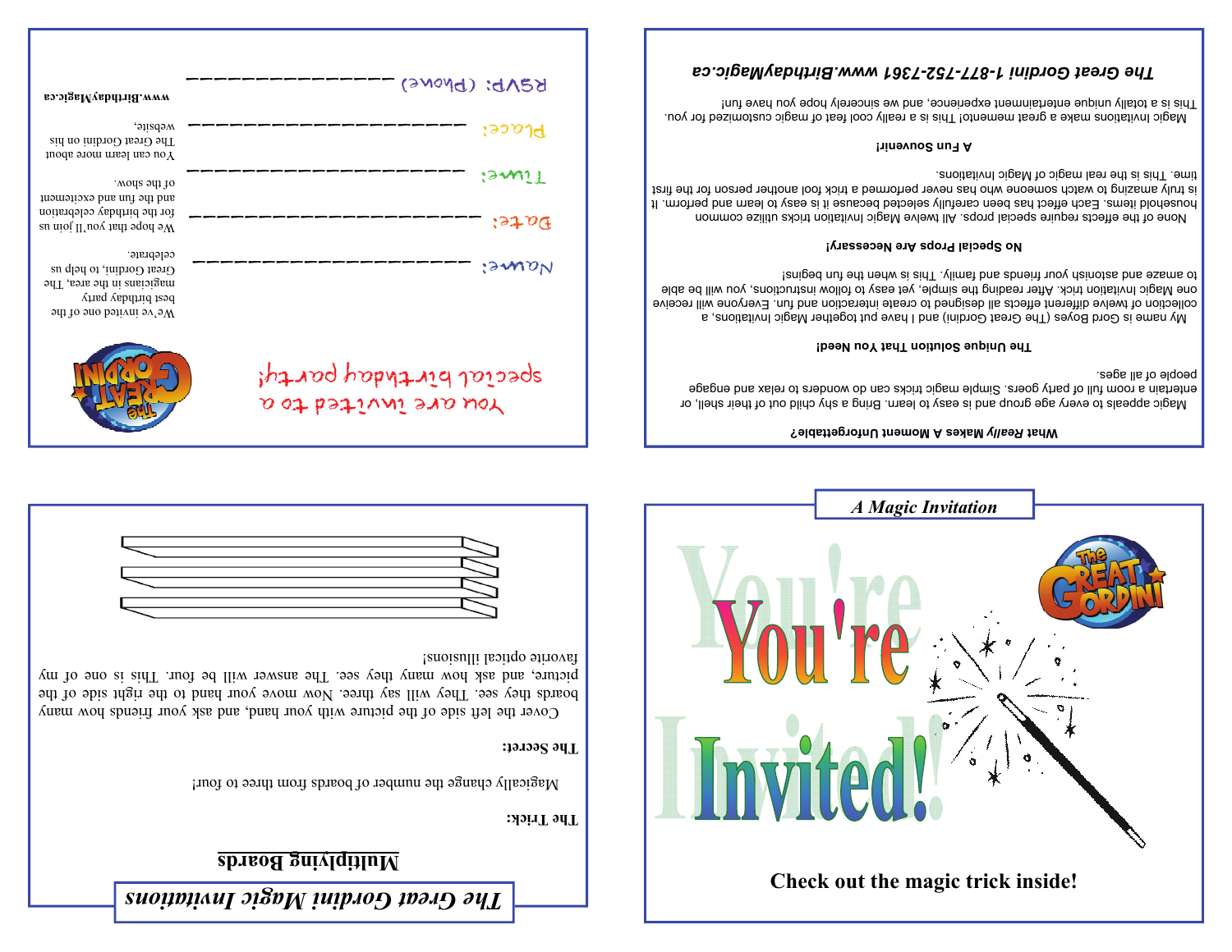## You are invited to a special birthday party!

We've invited one of the best birthday party magicians in the area, The Great Gordini, to help us celebrate.

We hope that you'll join us for the birthday celebration and the fun and excitement of the show.

You can learn more about The Great Gordini on his website,

www.BirthdayMagic.ca

Name: ____________________

Date: ____________________

Time: ____________________

Place: ____________________

RSVP: (Phone) ______________

### What *Really* Makes A Moment Unforgettable?

Magic appeals to every age group and is easy to learn. Bring a shy child out of their shell, or entertain a room full of party goers. Simple magic tricks can do wonders to relax and engage people of all ages.

### The Unique Solution That You Need!

My name is Gord Boyes (The Great Gordini) and I have put together Magic Invitations, a collection of twelve different effects all designed to create interaction and fun. Everyone will receive one Magic Invitation trick. After reading the simple, yet easy to follow instructions, you will be able to amaze and astonish your friends and family. This is when the fun begins!

### No Special Props Are Necessary!

None of the effects require special props. All twelve Magic Invitation tricks utilize common household items. Each effect has been carefully selected because it is easy to learn and perform. It is truly amazing to watch someone who has never performed a trick fool another person for the first time. This is the real magic of Magic Invitations.

### A Fun Souvenir!

Magic Invitations make a great memento! This is a really cool feat of magic customized for you. This is a totally unique entertainment experience, and we sincerely hope you have fun!

***The Great Gordini 1-877-752-7361 www.BirthdayMagic.ca***

***The Great Gordini Magic Invitations***

## Multiplying Boards

**The Trick:**

Magically change the number of boards from three to four!

**The Secret:**

Cover the left side of the picture with your hand, and ask your friends how many boards they see. They will say three. Now move your hand to the right side of the picture, and ask how many they see. The answer will be four. This is one of my favorite optical illusions!

***A Magic Invitation***

# You're Invited!

Check out the magic trick inside!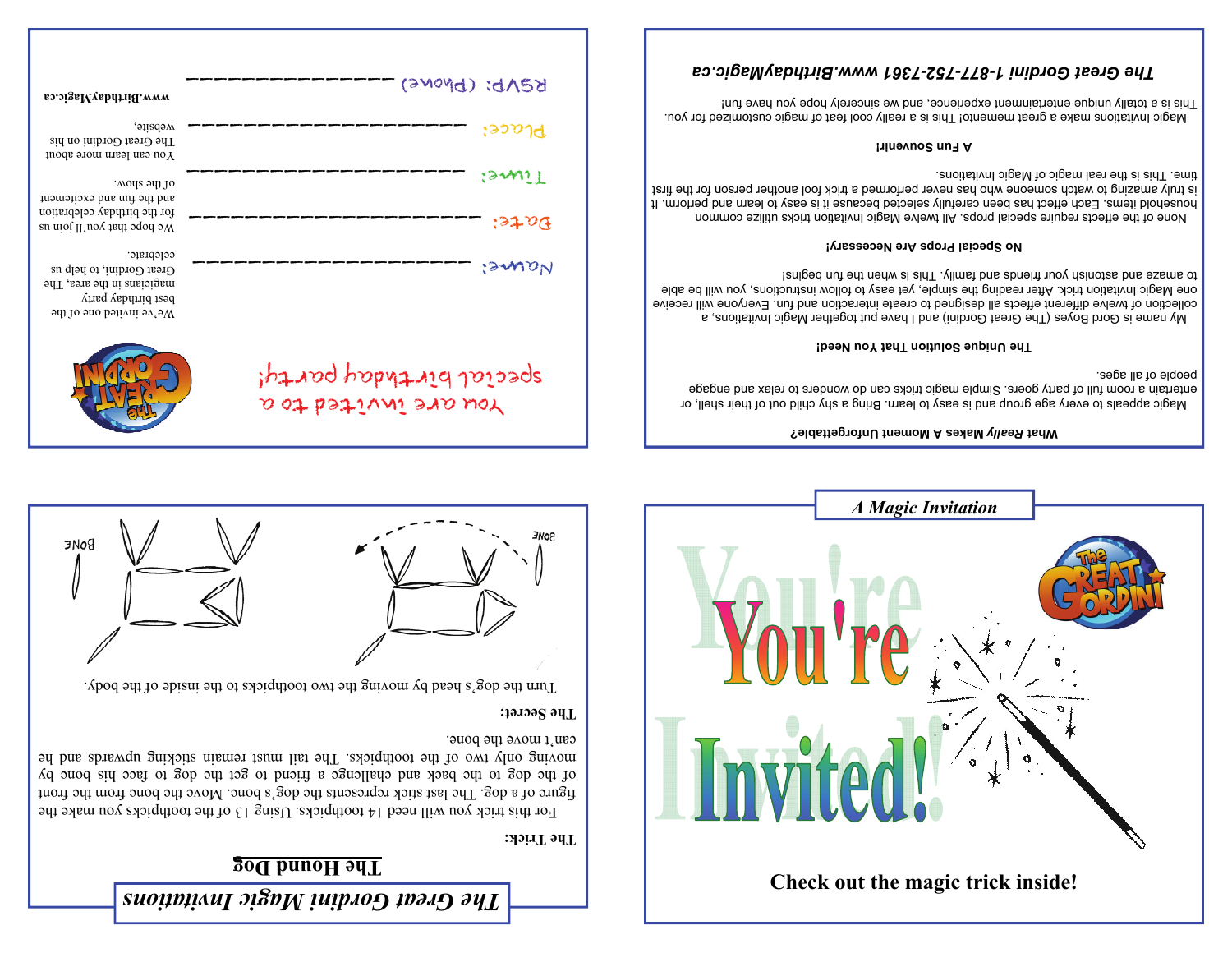## A Magic Invitation

# You're Invited!

**Check out the magic trick inside!**

You are invited to a special birthday party!

We've invited one of the best birthday party magicians in the area, The Great Gordini, to help us celebrate.

We hope that you'll join us for the birthday celebration and the fun and excitement of the show.

You can learn more about The Great Gordini on his website,

www.BirthdayMagic.ca

Name: ____________________

Date: ____________________

Time: ____________________

Place: ____________________

RSVP: (Phone) ____________________

### What *Really* Makes A Moment Unforgettable?

Magic appeals to every age group and is easy to learn. Bring a shy child out of their shell, or entertain a room full of party goers. Simple magic tricks can do wonders to relax and engage people of all ages.

### The Unique Solution That You Need!

My name is Gord Boyes (The Great Gordini) and I have put together Magic Invitations, a collection of twelve different effects all designed to create interaction and fun. Everyone will receive one Magic Invitation trick. After reading the simple, yet easy to follow instructions, you will be able to amaze and astonish your friends and family. This is when the fun begins!

### No Special Props Are Necessary!

None of the effects require special props. All twelve Magic Invitation tricks utilize common household items. Each effect has been carefully selected because it is easy to learn and perform. It is truly amazing to watch someone who has never performed a trick fool another person for the first time. This is the real magic of Magic Invitations.

### A Fun Souvenir!

Magic Invitations make a great memento! This is a really cool feat of magic customized for you. This is a totally unique entertainment experience, and we sincerely hope you have fun!

***The Great Gordini 1-877-752-7361 www.BirthdayMagic.ca***

## *The Great Gordini Magic Invitations*

### The Hound Dog

**The Trick:**

For this trick you will need 14 toothpicks. Using 13 of the toothpicks you make the figure of a dog. The last stick represents the dog's bone. Move the bone from the front of the dog to the back and challenge a friend to get the dog to face his bone by moving only two of the toothpicks. The tail must remain sticking upwards and he can't move the bone.

**The Secret:**

Turn the dog's head by moving the two toothpicks to the inside of the body.

BONE

BONE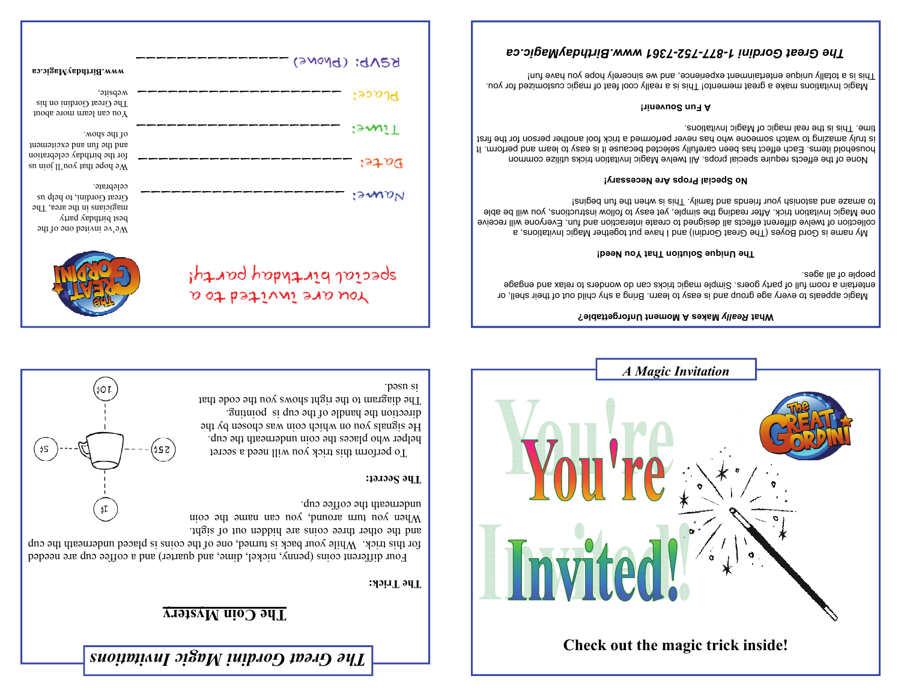# A Magic Invitation

You're Invited!

Check out the magic trick inside!

---

## The Great Gordini Magic Invitations

### The Coin Mystery

**The Trick:**

Four different coins (penny, nickel, dime, and quarter) and a coffee cup are needed for this trick. While your back is turned, one of the coins is placed underneath the cup and the other three coins are hidden out of sight. When you turn around, you can name the coin underneath the coffee cup.

**The Secret:**

To perform this trick you will need a secret helper who places the coin underneath the cup. He signals you on which coin was chosen by the direction the handle of the cup is pointing. The diagram to the right shows you the code that is used.

10¢

5¢ 25¢

1¢

---

You are invited to a special birthday party!

We've invited one of the best birthday party magicians in the area, The Great Gordini, to help us celebrate.

We hope that you'll join us for the birthday celebration and the fun and excitement of the show.

You can learn more about The Great Gordini on his website,

www.BirthdayMagic.ca

Name: ____________________

Date: ____________________

Time: ____________________

Place: ____________________

RSVP: (Phone) ____________________

---

**What Really Makes A Moment Unforgettable?**

Magic appeals to every age group and is easy to learn. Bring a shy child out of their shell, or entertain a room full of party goers. Simple magic tricks can do wonders to relax and engage people of all ages.

**The Unique Solution That You Need!**

My name is Gord Boyes (The Great Gordini) and I have put together Magic Invitations, a collection of twelve different effects all designed to create interaction and fun. Everyone will receive one Magic Invitation trick. After reading the simple, yet easy to follow instructions, you will be able to amaze and astonish your friends and family. This is when the fun begins!

**No Special Props Are Necessary!**

None of the effects require special props. All twelve Magic Invitation tricks utilize common household items. Each effect has been carefully selected because it is easy to learn and perform. It is truly amazing to watch someone who has never performed a trick fool another person for the first time. This is the real magic of Magic Invitations.

**A Fun Souvenir!**

Magic Invitations make a great memento! This is a really cool feat of magic customized for you. This is a totally unique entertainment experience, and we sincerely hope you have fun!

***The Great Gordini 1-877-752-7361 www.BirthdayMagic.ca***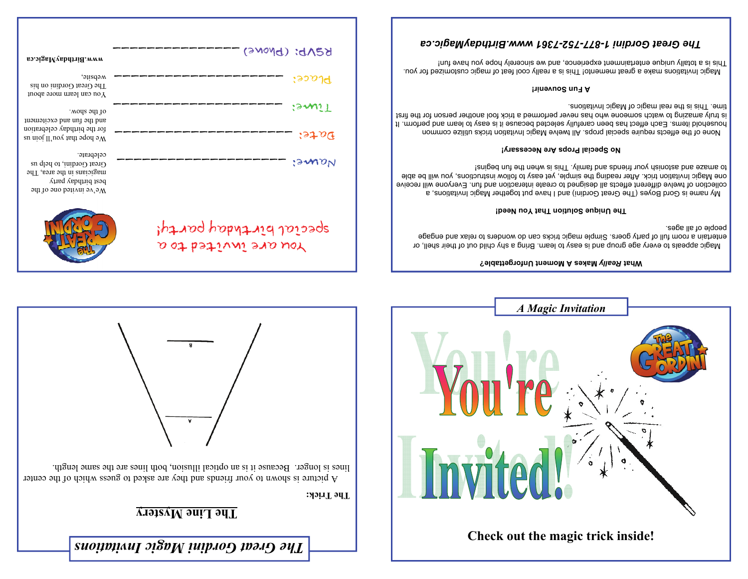You are invited to a special birthday party!

We've invited one of the best birthday party magicians in the area, The Great Gordini, to help us celebrate.

We hope that you'll join us for the birthday celebration and the fun and excitement of the show.

You can learn more about The Great Gordini on his website,

www.BirthdayMagic.ca

Name: ____________________

Date: ____________________

Time: ____________________

Place: ____________________

RSVP: (Phone) ______________

**What Really Makes A Moment Unforgettable?**

Magic appeals to every age group and is easy to learn. Bring a shy child out of their shell, or entertain a room full of party goers. Simple magic tricks can do wonders to relax and engage people of all ages.

**The Unique Solution That You Need!**

My name is Gord Boyes (The Great Gordini) and I have put together Magic Invitations, a collection of twelve different effects all designed to create interaction and fun. Everyone will receive one Magic Invitation trick. After reading the simple, yet easy to follow instructions, you will be able to amaze and astonish your friends and family. This is when the fun begins!

**No Special Props Are Necessary!**

None of the effects require special props. All twelve Magic Invitation tricks utilize common household items. Each effect has been carefully selected because it is easy to learn and perform. It is truly amazing to watch someone who has never performed a trick fool another person for the first time. This is the real magic of Magic Invitations.

**A Fun Souvenir!**

Magic Invitations make a great memento! This is a really cool feat of magic customized for you. This is a totally unique entertainment experience, and we sincerely hope you have fun!

***The Great Gordini 1-877-752-7361 www.BirthdayMagic.ca***

***The Great Gordini Magic Invitations***

## The Line Mystery

**The Trick:**

A picture is shown to your friends and they are asked to guess which of the center lines is longer. Because it is an optical illusion, both lines are the same length.

B

A

*A Magic Invitation*

# You're Invited!

**Check out the magic trick inside!**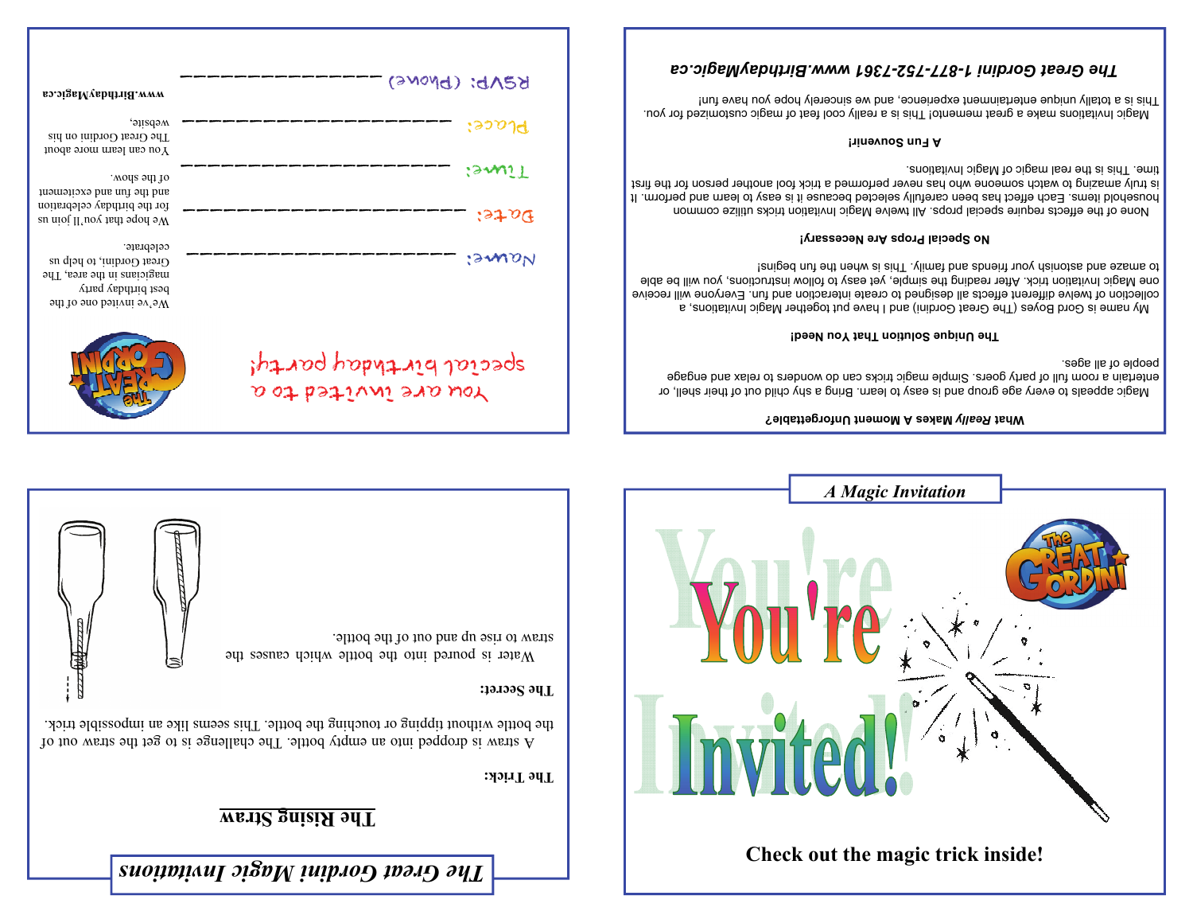## A Magic Invitation

# You're Invited!

**Check out the magic trick inside!**

---

### *The Great Gordini Magic Invitations*

## The Rising Straw

**The Trick:**

A straw is dropped into an empty bottle. The challenge is to get the straw out of the bottle without tipping or touching the bottle. This seems like an impossible trick.

**The Secret:**

Water is poured into the bottle which causes the straw to rise up and out of the bottle.

---

**What Really Makes A Moment Unforgettable?**

Magic appeals to every age group and is easy to learn. Bring a shy child out of their shell, or entertain a room full of party goers. Simple magic tricks can do wonders to relax and engage people of all ages.

**The Unique Solution That You Need!**

My name is Gord Boyes (The Great Gordini) and I have put together Magic Invitations, a collection of twelve different effects all designed to create interaction and fun. Everyone will receive one Magic Invitation trick. After reading the simple, yet easy to follow instructions, you will be able to amaze and astonish your friends and family. This is when the fun begins!

**No Special Props Are Necessary!**

None of the effects require special props. All twelve Magic Invitation tricks utilize common household items. Each effect has been carefully selected because it is easy to learn and perform. It is truly amazing to watch someone who has never performed a trick fool another person for the first time. This is the real magic of Magic Invitations.

**A Fun Souvenir!**

Magic Invitations make a great memento! This is a really cool feat of magic customized for you. This is a totally unique entertainment experience, and we sincerely hope you have fun!

***The Great Gordini 1-877-752-7361 www.BirthdayMagic.ca***

---

You are invited to a special birthday party!

Name: ____________________

Date: ____________________

Time: ____________________

Place: ____________________

RSVP: (Phone) ____________________

We've invited one of the best birthday party magicians in the area, The Great Gordini, to help us celebrate.

We hope that you'll join us for the birthday celebration and the fun and excitement of the show.

You can learn more about The Great Gordini on his website,

www.BirthdayMagic.ca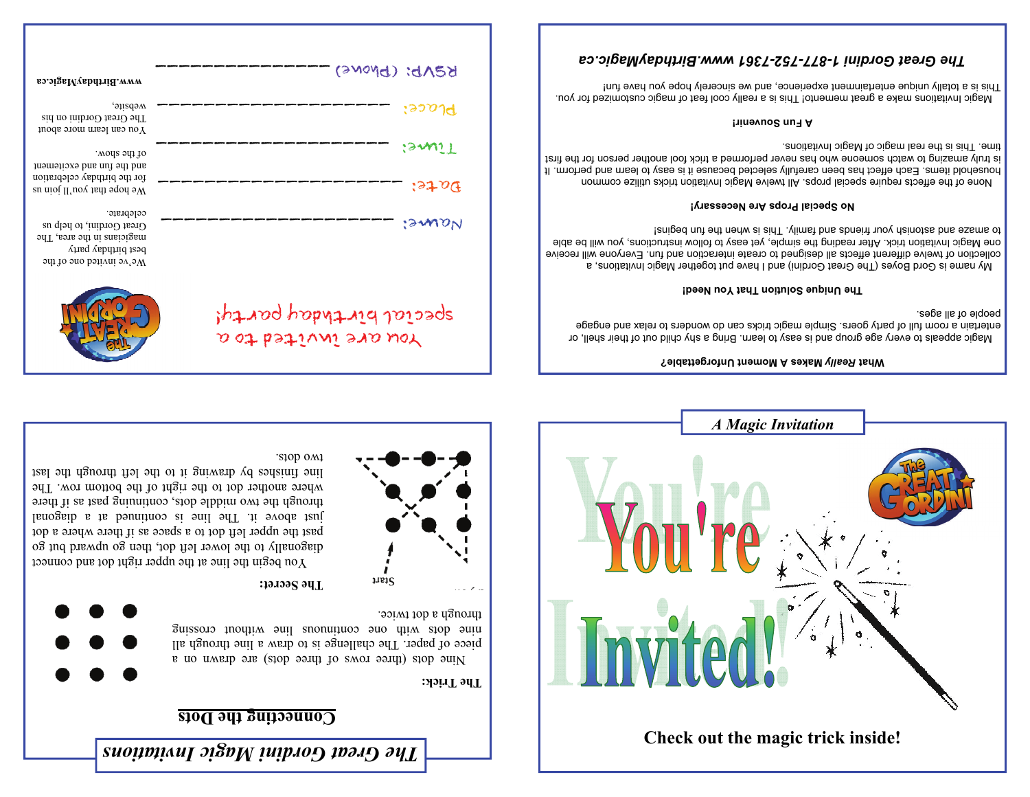## What Really Makes A Moment Unforgettable?

Magic appeals to every age group and is easy to learn. Bring a shy child out of their shell, or entertain a room full of party goers. Simple magic tricks can do wonders to relax and engage people of all ages.

## The Unique Solution That You Need!

My name is Gord Boyes (The Great Gordini) and I have put together Magic Invitations, a collection of twelve different effects all designed to create interaction and fun. Everyone will receive one Magic Invitation trick. After reading the simple, yet easy to follow instructions, you will be able to amaze and astonish your friends and family. This is when the fun begins!

## No Special Props Are Necessary!

None of the effects require special props. All twelve Magic Invitation tricks utilize common household items. Each effect has been carefully selected because it is easy to learn and perform. It is truly amazing to watch someone who has never performed a trick fool another person for the first time. This is the real magic of Magic Invitations.

## A Fun Souvenir!

Magic Invitations make a great memento! This is a really cool feat of magic customized for you. This is a totally unique entertainment experience, and we sincerely hope you have fun!

**The Great Gordini 1-877-752-7361 www.BirthdayMagic.ca**

---

You are invited to a special birthday party!

Name: ____________________

Date: ____________________

Time: ____________________

Place: ____________________

RSVP: (Phone) ____________________

We've invited one of the best birthday party magicians in the area, The Great Gordini, to help us celebrate.

We hope that you'll join us for the birthday celebration and the fun and excitement of the show.

You can learn more about The Great Gordini on his website,

www.BirthdayMagic.ca

---

# The Great Gordini Magic Invitations

## Connecting the Dots

**The Trick:**

Nine dots (three rows of three dots) are drawn on a piece of paper. The challenge is to draw a line through all nine dots with one continuous line without crossing through a dot twice.

**The Secret:**

You begin the line at the upper right dot and connect diagonally to the lower left dot, then go upward and go past the upper left dot to a space as if there where a dot just above it. The line is continued at a diagonal through the two middle dots, continuing past as if there where another dot to the right of the bottom row. The line finishes by drawing it to the left through the last two dots.

Start

---

*A Magic Invitation*

You're Invited!

Check out the magic trick inside!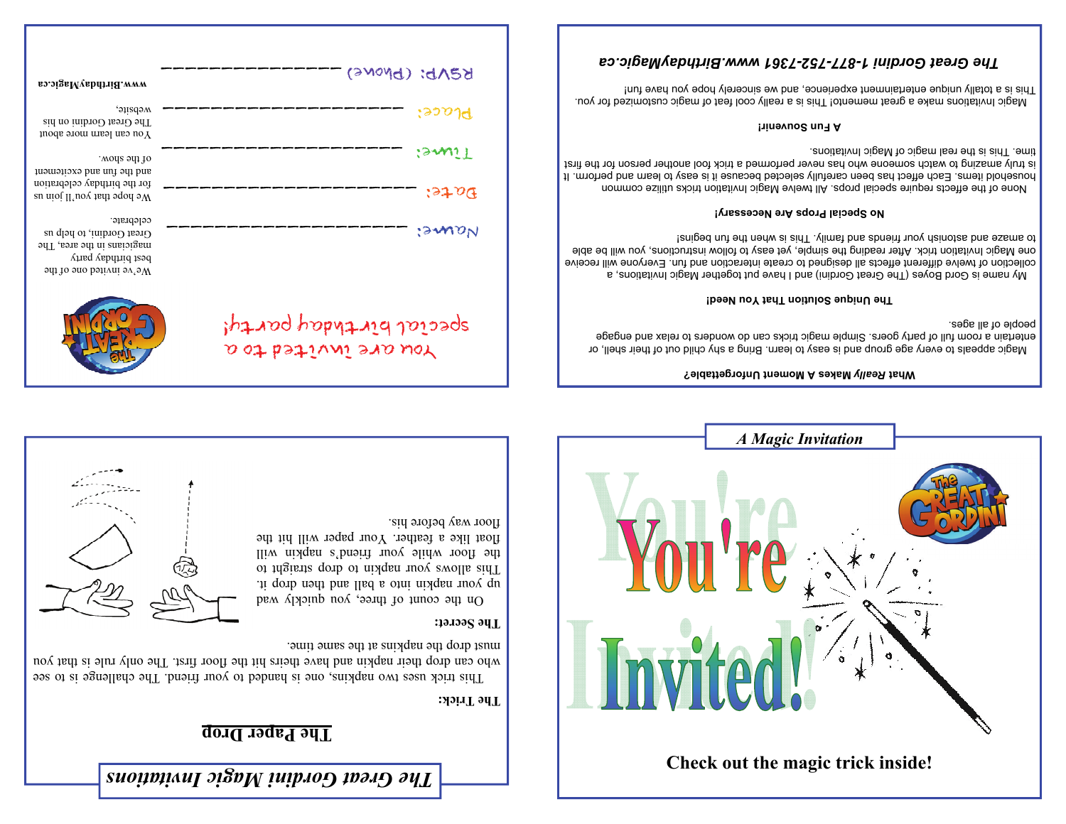You are invited to a special birthday party!

We've invited one of the best birthday party magicians in the area, The Great Gordini, to help us celebrate.

We hope that you'll join us for the birthday celebration and the fun and excitement of the show.

You can learn more about The Great Gordini on his website,

www.BirthdayMagic.ca

Name: ______________________

Date: ______________________

Time: ______________________

Place: ______________________

RSVP: (Phone) ______________

## What Really Makes A Moment Unforgettable?

Magic appeals to every age group and is easy to learn. Bring a shy child out of their shell, or entertain a room full of party goers. Simple magic tricks can do wonders to relax and engage people of all ages.

## The Unique Solution That You Need!

My name is Gord Boyes (The Great Gordini) and I have put together Magic Invitations, a collection of twelve different effects all designed to create interaction and fun. Everyone will receive one Magic Invitation trick. After reading the simple, yet easy to follow instructions, you will be able to amaze and astonish your friends and family. This is when the fun begins!

## No Special Props Are Necessary!

None of the effects require special props. All twelve Magic Invitation tricks utilize common household items. Each effect has been carefully selected because it is easy to learn and perform. It is truly amazing to watch someone who has never performed a trick fool another person for the first time. This is the real magic of Magic Invitations.

## A Fun Souvenir!

Magic Invitations make a great memento! This is a really cool feat of magic customized for you. This is a totally unique entertainment experience, and we sincerely hope you have fun!

***The Great Gordini 1-877-752-7361 www.BirthdayMagic.ca***

*The Great Gordini Magic Invitations*

## The Paper Drop

**The Trick:**

This trick uses two napkins, one is handed to your friend. The challenge is to see who can drop their napkin and have theirs hit the floor first. The only rule is that you must drop the napkins at the same time.

**The Secret:**

On the count of three, you quickly wad up your napkin into a ball and then drop it. This allows your napkin to drop straight to the floor while your friend's napkin will float like a feather. Your paper will hit the floor way before his.

*A Magic Invitation*

# You're Invited!

Check out the magic trick inside!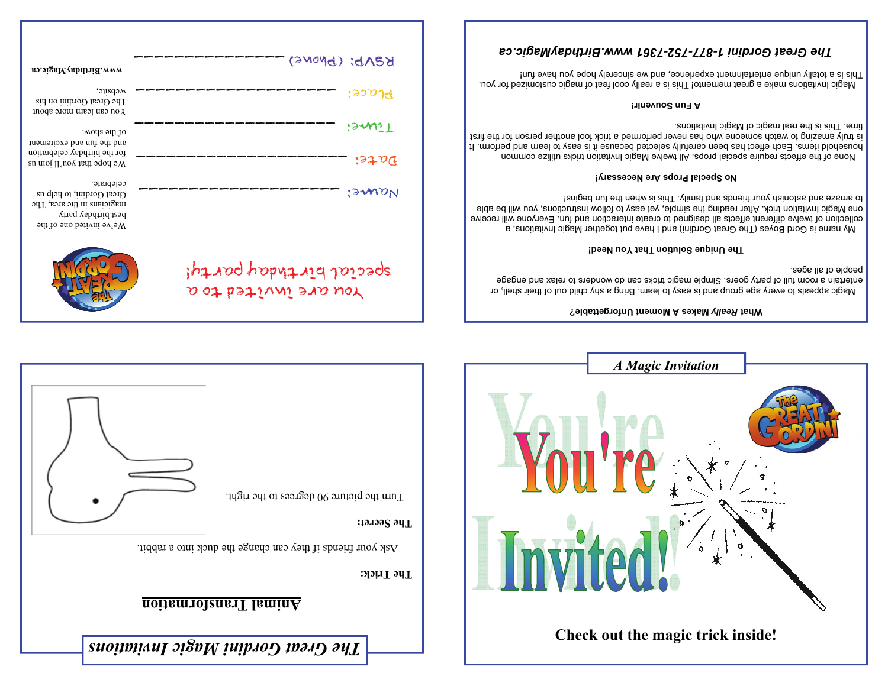You are invited to a special birthday party!

Name: ____________________

Date: ____________________

Time: ____________________

Place: ____________________

RSVP: (Phone) ______________

We've invited one of the best birthday party magicians in the area, The Great Gordini, to help us celebrate.

We hope that you'll join us for the birthday celebration and the fun and excitement of the show.

You can learn more about The Great Gordini on his website,

www.BirthdayMagic.ca

**What Really Makes A Moment Unforgettable?**

Magic appeals to every age group and is easy to learn. Bring a shy child out of their shell, or entertain a room full of party goers. Simple magic tricks can do wonders to relax and engage people of all ages.

**The Unique Solution That You Need!**

My name is Gord Boyes (The Great Gordini) and I have put together Magic Invitations, a collection of twelve different effects all designed to create interaction and fun. Everyone will receive one Magic Invitation trick. After reading the simple, yet easy to follow instructions, you will be able to amaze and astonish your friends and family. This is when the fun begins!

**No Special Props Are Necessary!**

None of the effects require special props. All twelve Magic Invitation tricks utilize common household items. Each effect has been carefully selected because it is easy to learn and perform. It is truly amazing to watch someone who has never performed a trick fool another person for the first time. This is the real magic of Magic Invitations.

**A Fun Souvenir!**

Magic Invitations make a great memento! This is a really cool feat of magic customized for you. This is a totally unique entertainment experience, and we sincerely hope you have fun!

***The Great Gordini 1-877-752-7361 www.BirthdayMagic.ca***

***The Great Gordini Magic Invitations***

## Animal Transformation

**The Trick:**

Ask your friends if they can change the duck into a rabbit.

**The Secret:**

Turn the picture 90 degrees to the right.

***A Magic Invitation***

You're Invited!

**Check out the magic trick inside!**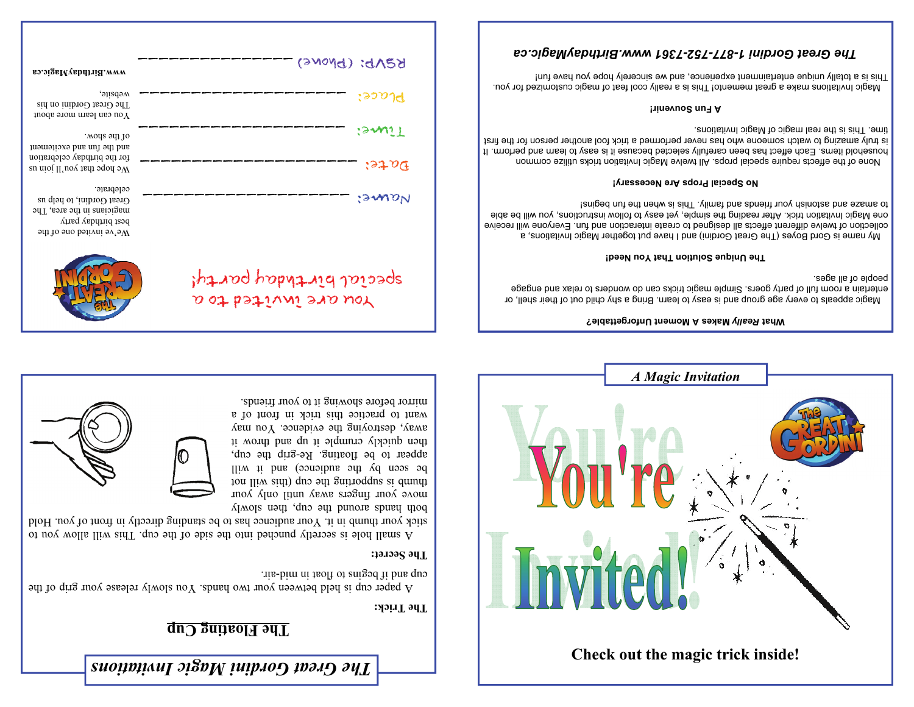## A Magic Invitation

# You're Invited!

**Check out the magic trick inside!**

---

# You are invited to a special birthday party!

We've invited one of the best birthday party magicians in the area, The Great Gordini, to help us celebrate.

We hope that you'll join us for the birthday celebration and the fun and excitement of the show.

You can learn more about The Great Gordini on his website,

www.BirthdayMagic.ca

Name: ____________________

Date: ____________________

Time: ____________________

Place: ____________________

RSVP: (Phone) ______________

---

### *What Really Makes A Moment Unforgettable?*

Magic appeals to every age group and is easy to learn. Bring a shy child out of their shell, or entertain a room full of party goers. Simple magic tricks can do wonders to relax and engage people of all ages.

### The Unique Solution That You Need!

My name is Gord Boyes (The Great Gordini) and I have put together Magic Invitations, a collection of twelve different effects all designed to create interaction and fun. Everyone will receive one Magic Invitation trick. After reading the simple, yet easy to follow instructions, you will be able to amaze and astonish your friends and family. This is when the fun begins!

### No Special Props Are Necessary!

None of the effects require special props. All twelve Magic Invitation tricks utilize common household items. Each effect has been carefully selected because it is easy to learn and perform. It is truly amazing to watch someone who has never performed a trick fool another person for the first time. This is the real magic of Magic Invitations.

### A Fun Souvenir!

Magic Invitations make a great memento! This is a really cool feat of magic customized for you. This is a totally unique entertainment experience, and we sincerely hope you have fun!

***The Great Gordini 1-877-752-7361 www.BirthdayMagic.ca***

---

## *The Great Gordini Magic Invitations*

### The Floating Cup

**The Trick:**

A paper cup is held between your two hands. You slowly release your grip of the cup and it begins to float in mid-air.

**The Secret:**

A small hole is secretly punched into the side of the cup. This will allow you to stick your thumb in it. Your audience has to be standing directly in front of you. Hold both hands around the cup, then slowly move your fingers away until only your thumb is supporting the cup (this will not be seen by the audience) and it will appear to be floating. Re-grip the cup, then quickly crumple it up and throw it away, destroying the evidence. You may want to practice this trick in front of a mirror before showing it to your friends.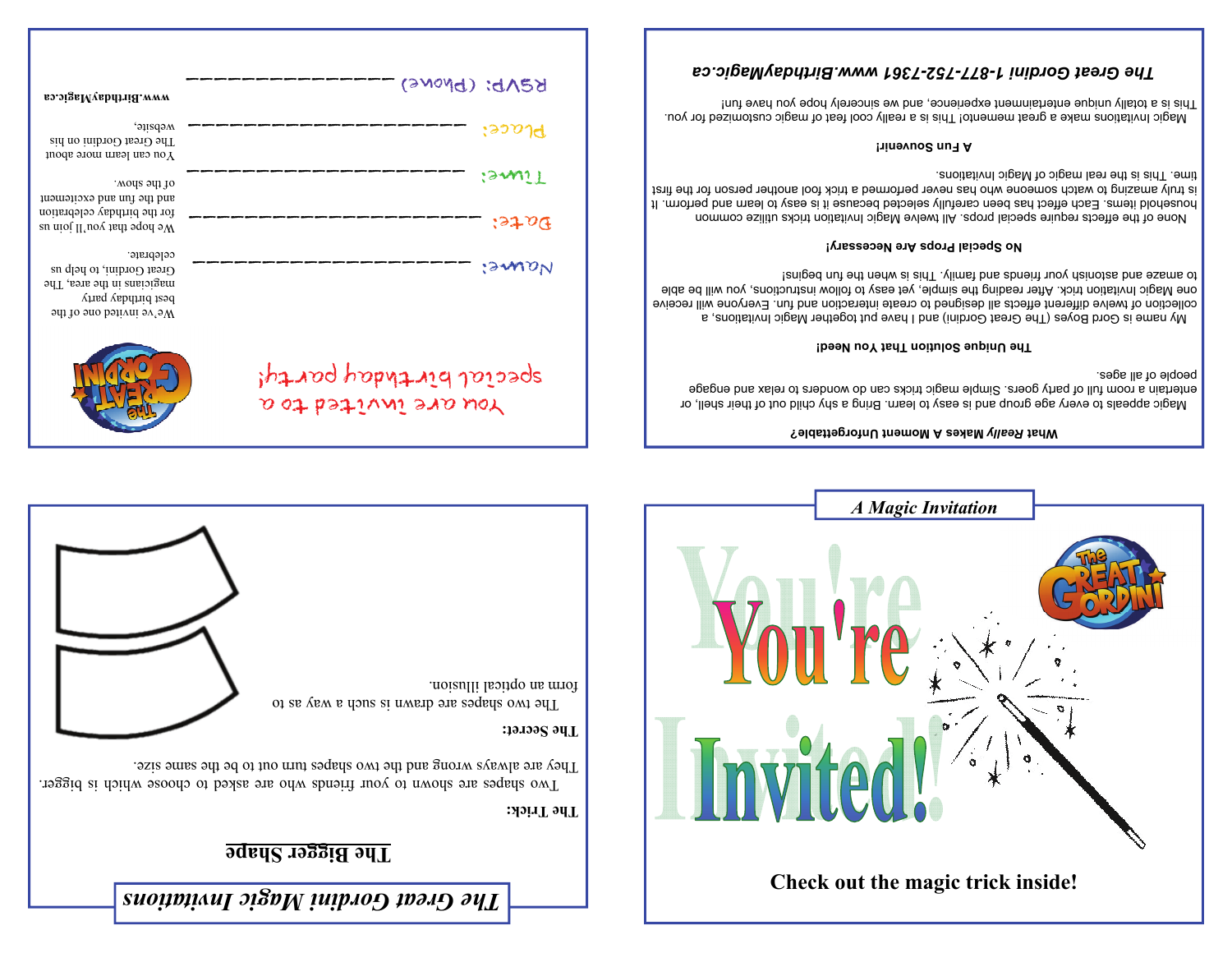## The Great Gordini Magic Invitations

### The Bigger Shape

**The Trick:**

Two shapes are shown to your friends who are asked to choose which is bigger. They are always wrong and the two shapes turn out to be the same size.

**The Secret:**

The two shapes are drawn in such a way as to form an optical illusion.

---

**A Magic Invitation**

# You're Invited!

**Check out the magic trick inside!**

---

You are invited to a special birthday party!

We've invited one of the best birthday party magicians in the area, The Great Gordini, to help us celebrate.

We hope that you'll join us for the birthday celebration and the fun and excitement of the show.

You can learn more about The Great Gordini on his website,

www.BirthdayMagic.ca

Name: ____________________

Date: ____________________

Time: ____________________

Place: ____________________

RSVP: (Phone) ______________

---

**What Really Makes A Moment Unforgettable?**

Magic appeals to every age group and is easy to learn. Bring a shy child out of their shell, or entertain a room full of party goers. Simple magic tricks can do wonders to relax and engage people of all ages.

**The Unique Solution That You Need!**

My name is Gord Boyes (The Great Gordini) and I have put together Magic Invitations, a collection of twelve different effects all designed to create interaction and fun. Everyone will receive one Magic Invitation trick. After reading the simple, yet easy to follow instructions, you will be able to amaze and astonish your friends and family. This is when the fun begins!

**No Special Props Are Necessary!**

None of the effects require special props. All twelve Magic Invitation tricks utilize common household items. Each effect has been carefully selected because it is easy to learn and perform. It is truly amazing to watch someone who has never performed a trick fool another person for the first time. This is the real magic of Magic Invitations.

**A Fun Souvenir!**

Magic Invitations make a great memento! This is a really cool feat of magic customized for you. This is a totally unique entertainment experience, and we sincerely hope you have fun!

***The Great Gordini 1-877-752-7361 www.BirthdayMagic.ca***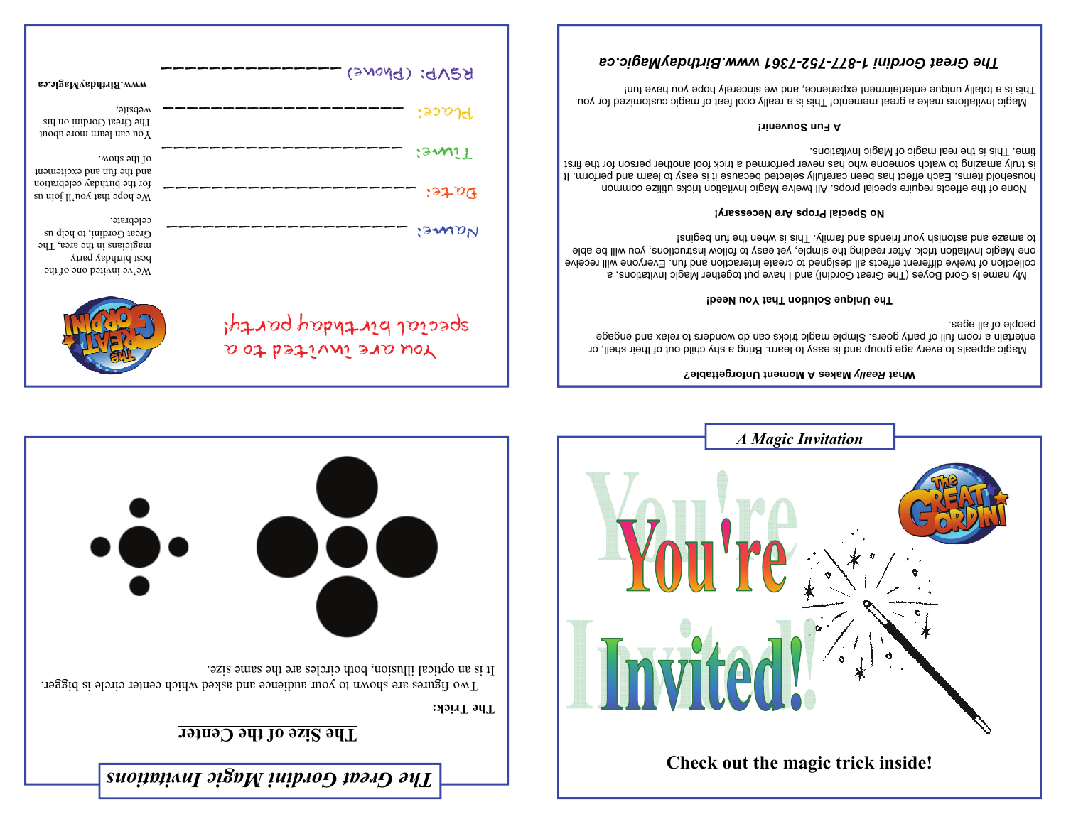A Magic Invitation

You're

Invited!

Check out the magic trick inside!

The Great Gordini

The Great Gordini Magic Invitations

The Size of the Center

The Trick:

Two figures are shown to your audience and asked which center circle is bigger. It is an optical illusion, both circles are the same size.

You are invited to a special birthday party!

We've invited one of the best birthday party magicians in the area, The Great Gordini, to help us celebrate.

We hope that you'll join us for the birthday celebration and the fun and excitement of the show.

You can learn more about The Great Gordini on his website, www.BirthdayMagic.ca

Name: ____________________

Date: ____________________

Time: ____________________

Place: ____________________

RSVP: (Phone) ______________

**What *Really* Makes A Moment Unforgettable?**

Magic appeals to every age group and is easy to learn. Bring a shy child out of their shell, or entertain a room full of party goers. Simple magic tricks can do wonders to relax and engage people of all ages.

**The Unique Solution That You Need!**

My name is Gord Boyes (The Great Gordini) and I have put together Magic Invitations, a collection of twelve different effects all designed to create interaction and fun. Everyone will receive one Magic Invitation trick. After reading the simple, yet easy to follow instructions, you will be able to amaze and astonish your friends and family. This is when the fun begins!

**No Special Props Are Necessary!**

None of the effects require special props. All twelve Magic Invitation tricks utilize common household items. Each effect has been carefully selected because it is easy to learn and perform. It is truly amazing to watch someone who has never performed a trick fool another person for the first time. This is the real magic of Magic Invitations.

**A Fun Souvenir!**

Magic Invitations make a great memento! This is a really cool feat of magic customized for you. This is a totally unique entertainment experience, and we sincerely hope you have fun!

***The Great Gordini 1-877-752-7361 www.BirthdayMagic.ca***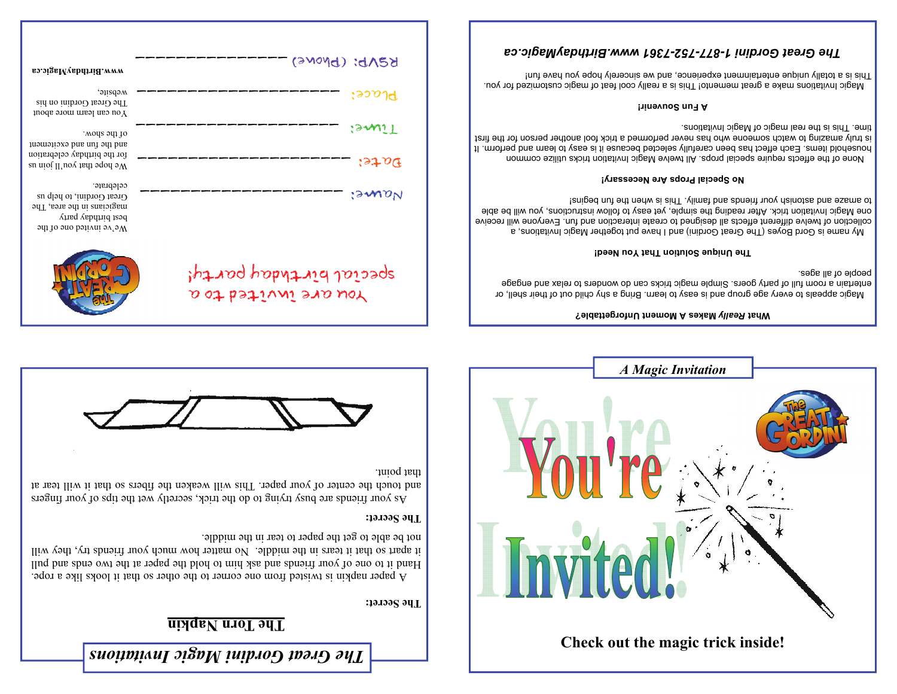The Great Gordini Magic Invitations

## The Torn Napkin

**The Secret:**

A paper napkin is twisted from one corner to the other so that it looks like a rope. Hand it to one of your friends and ask him to hold the paper at the two ends and pull it apart so that it tears in the middle. No matter how much your friends try, they will not be able to get the paper to tear in the middle.

**The Secret:**

As your friends are busy trying to do the trick, secretly wet the tips of your fingers and touch the center of your paper. This will weaken the fibers so that it will tear at that point.

*A Magic Invitation*

# You're Invited!

**Check out the magic trick inside!**

You are invited to a special birthday party!

Name: ____________________

Date: ____________________

Time: ____________________

Place: ____________________

RSVP: (Phone) ______________

We've invited one of the best birthday party magicians in the area, The Great Gordini, to help us celebrate.

We hope that you'll join us for the birthday celebration and the fun and excitement of the show.

You can learn more about The Great Gordini on his website,

www.BirthdayMagic.ca

**What Really Makes A Moment Unforgettable?**

Magic appeals to every age group and is easy to learn. Bring a shy child out of their shell, or entertain a room full of party goers. Simple magic tricks can do wonders to relax and engage people of all ages.

**The Unique Solution That You Need!**

My name is Gord Boyes (The Great Gordini) and I have put together Magic Invitations, a collection of twelve different effects all designed to create interaction and fun. Everyone will receive one Magic Invitation trick. After reading the simple, yet easy to follow instructions, you will be able to amaze and astonish your friends and family. This is when the fun begins!

**No Special Props Are Necessary!**

None of the effects require special props. All twelve Magic Invitation tricks utilize common household items. Each effect has been carefully selected because it is easy to learn and perform. It is truly amazing to watch someone who has never performed a trick fool another person for the first time. This is the real magic of Magic Invitations.

**A Fun Souvenir!**

Magic Invitations make a great memento! This is a really cool feat of magic customized for you. This is a totally unique entertainment experience, and we sincerely hope you have fun!

*The Great Gordini 1-877-752-7361 www.BirthdayMagic.ca*